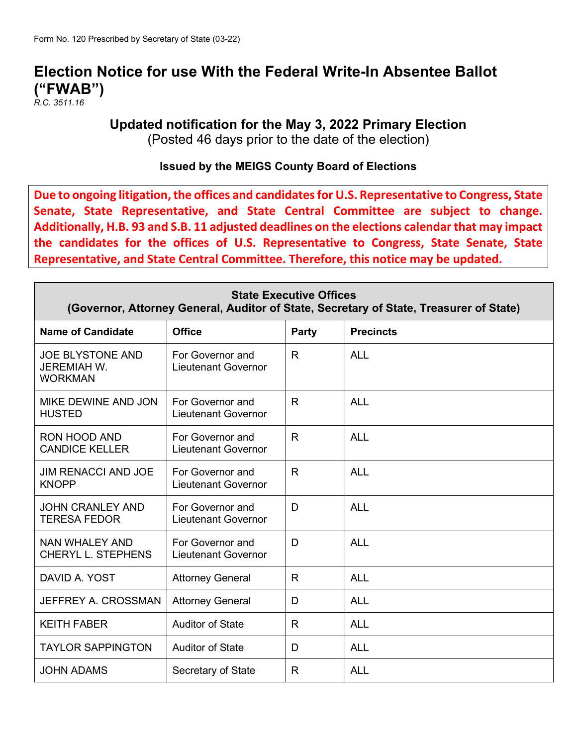Form No. 120 Prescribed by Secretary of State (03-22)

# Election Notice for use With the Federal Write-In Absentee Ballot ("FWAB")

*R.C. 3511.16*

## Updated notification for the May 3, 2022 Primary Election

(Posted 46 days prior to the date of the election)

**Issued by the MEIGS County Board of Elections**

**Due to ongoing litigation, the offices and candidates for U.S. Representative to Congress, State Senate, State Representative, and State Central Committee are subject to change. Additionally, H.B. 93 and S.B. 11 adjusted deadlines on the elections calendar that may impact the candidates for the offices of U.S. Representative to Congress, State Senate, State Representative, and State Central Committee. Therefore, this notice may be updated.**

| State Executive Offices (Governor, Attorney General, Auditor of State, Secretary of State, Treasurer of State) | | | |
|---|---|---|---|
| **Name of Candidate** | **Office** | **Party** | **Precincts** |
| JOE BLYSTONE AND JEREMIAH W. WORKMAN | For Governor and Lieutenant Governor | R | ALL |
| MIKE DEWINE AND JON HUSTED | For Governor and Lieutenant Governor | R | ALL |
| RON HOOD AND CANDICE KELLER | For Governor and Lieutenant Governor | R | ALL |
| JIM RENACCI AND JOE KNOPP | For Governor and Lieutenant Governor | R | ALL |
| JOHN CRANLEY AND TERESA FEDOR | For Governor and Lieutenant Governor | D | ALL |
| NAN WHALEY AND CHERYL L. STEPHENS | For Governor and Lieutenant Governor | D | ALL |
| DAVID A. YOST | Attorney General | R | ALL |
| JEFFREY A. CROSSMAN | Attorney General | D | ALL |
| KEITH FABER | Auditor of State | R | ALL |
| TAYLOR SAPPINGTON | Auditor of State | D | ALL |
| JOHN ADAMS | Secretary of State | R | ALL |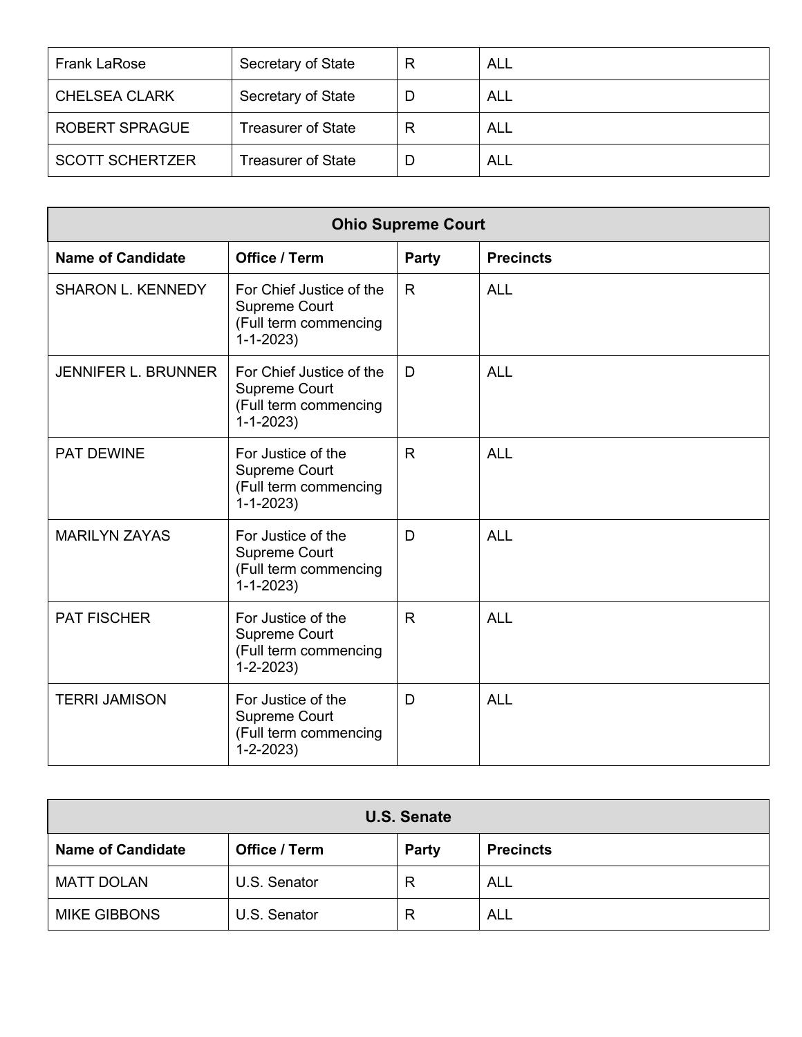| | | | |
|---|---|---|---|
| Frank LaRose | Secretary of State | R | ALL |
| CHELSEA CLARK | Secretary of State | D | ALL |
| ROBERT SPRAGUE | Treasurer of State | R | ALL |
| SCOTT SCHERTZER | Treasurer of State | D | ALL |

| Ohio Supreme Court | | | |
|---|---|---|---|
| **Name of Candidate** | **Office / Term** | **Party** | **Precincts** |
| SHARON L. KENNEDY | For Chief Justice of the Supreme Court (Full term commencing 1-1-2023) | R | ALL |
| JENNIFER L. BRUNNER | For Chief Justice of the Supreme Court (Full term commencing 1-1-2023) | D | ALL |
| PAT DEWINE | For Justice of the Supreme Court (Full term commencing 1-1-2023) | R | ALL |
| MARILYN ZAYAS | For Justice of the Supreme Court (Full term commencing 1-1-2023) | D | ALL |
| PAT FISCHER | For Justice of the Supreme Court (Full term commencing 1-2-2023) | R | ALL |
| TERRI JAMISON | For Justice of the Supreme Court (Full term commencing 1-2-2023) | D | ALL |

| U.S. Senate | | | |
|---|---|---|---|
| **Name of Candidate** | **Office / Term** | **Party** | **Precincts** |
| MATT DOLAN | U.S. Senator | R | ALL |
| MIKE GIBBONS | U.S. Senator | R | ALL |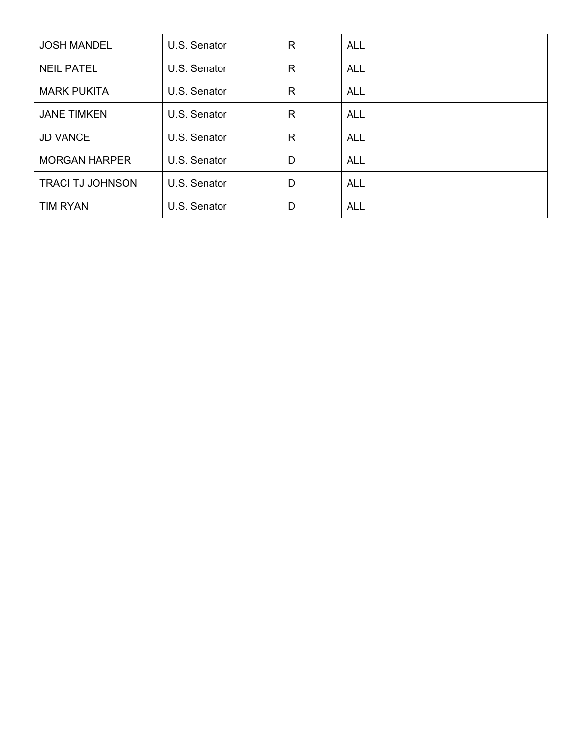| | | | |
|---|---|---|---|
| JOSH MANDEL | U.S. Senator | R | ALL |
| NEIL PATEL | U.S. Senator | R | ALL |
| MARK PUKITA | U.S. Senator | R | ALL |
| JANE TIMKEN | U.S. Senator | R | ALL |
| JD VANCE | U.S. Senator | R | ALL |
| MORGAN HARPER | U.S. Senator | D | ALL |
| TRACI TJ JOHNSON | U.S. Senator | D | ALL |
| TIM RYAN | U.S. Senator | D | ALL |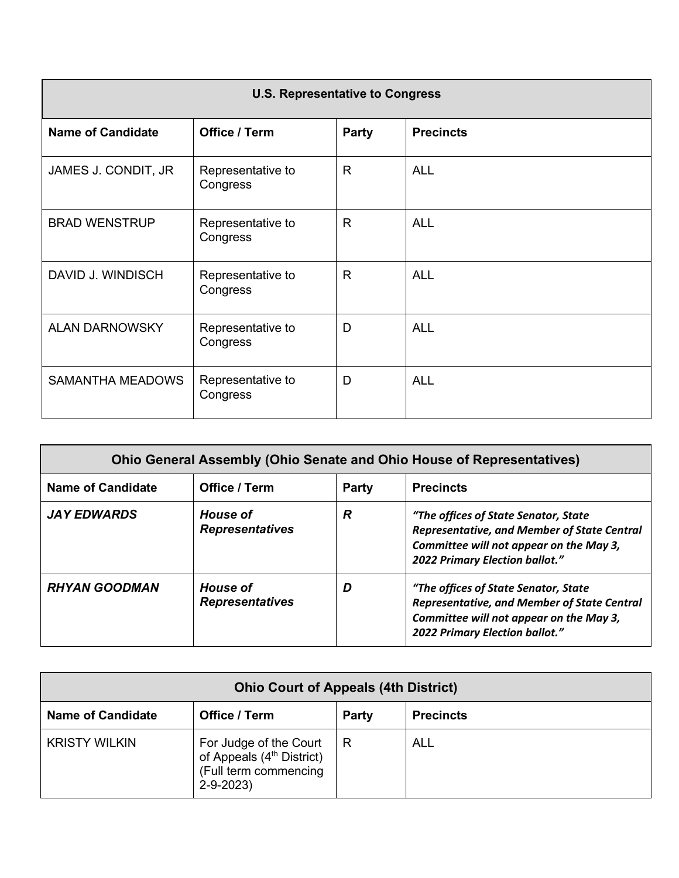| U.S. Representative to Congress | | | |
|---|---|---|---|
| **Name of Candidate** | **Office / Term** | **Party** | **Precincts** |
| JAMES J. CONDIT, JR | Representative to Congress | R | ALL |
| BRAD WENSTRUP | Representative to Congress | R | ALL |
| DAVID J. WINDISCH | Representative to Congress | R | ALL |
| ALAN DARNOWSKY | Representative to Congress | D | ALL |
| SAMANTHA MEADOWS | Representative to Congress | D | ALL |

| Ohio General Assembly (Ohio Senate and Ohio House of Representatives) | | | |
|---|---|---|---|
| **Name of Candidate** | **Office / Term** | **Party** | **Precincts** |
| ***JAY EDWARDS*** | ***House of Representatives*** | ***R*** | ***"The offices of State Senator, State Representative, and Member of State Central Committee will not appear on the May 3, 2022 Primary Election ballot."*** |
| ***RHYAN GOODMAN*** | ***House of Representatives*** | ***D*** | ***"The offices of State Senator, State Representative, and Member of State Central Committee will not appear on the May 3, 2022 Primary Election ballot."*** |

| Ohio Court of Appeals (4th District) | | | |
|---|---|---|---|
| **Name of Candidate** | **Office / Term** | **Party** | **Precincts** |
| KRISTY WILKIN | For Judge of the Court of Appeals (4th District) (Full term commencing 2-9-2023) | R | ALL |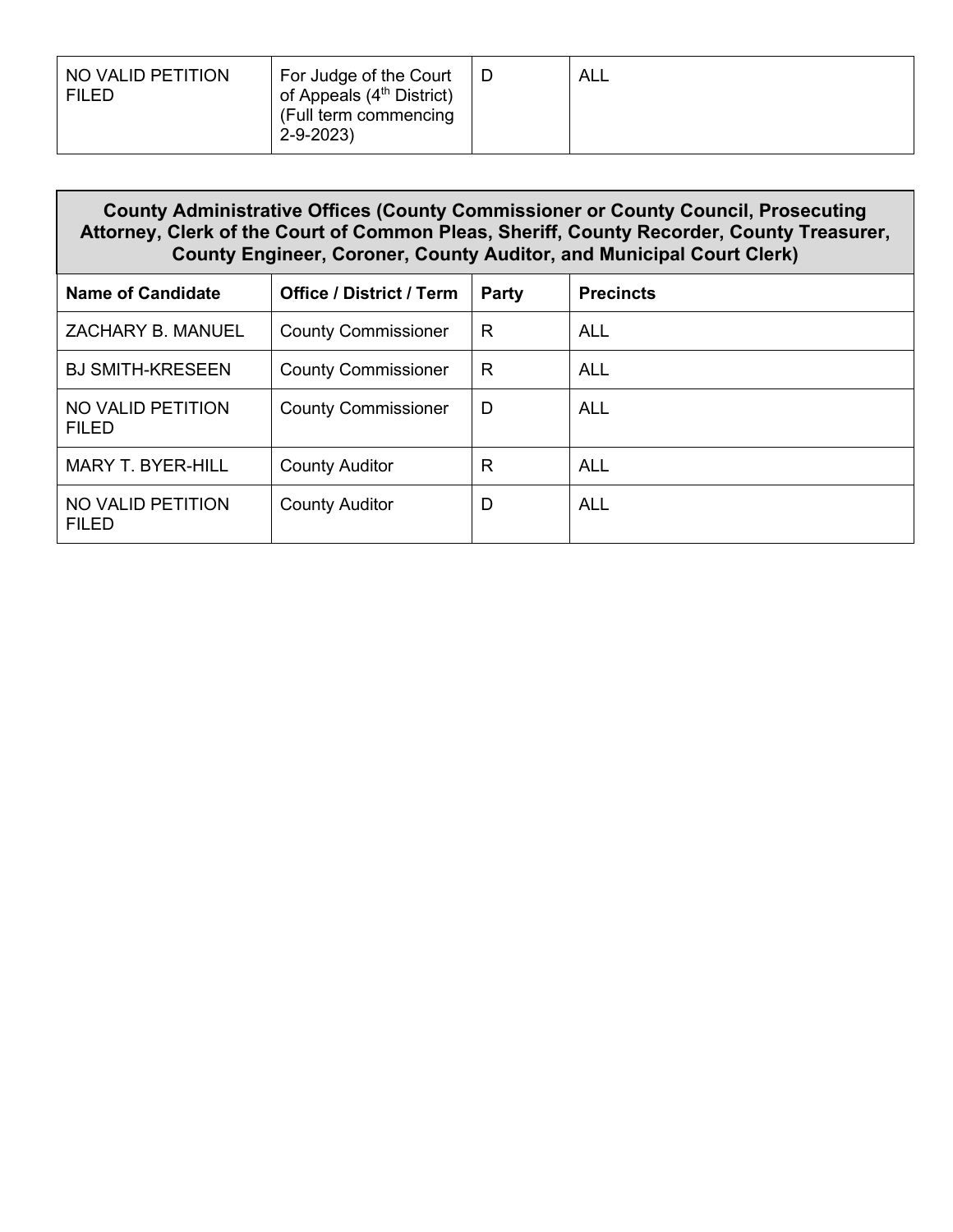| | | | |
|---|---|---|---|
| NO VALID PETITION FILED | For Judge of the Court of Appeals (4th District) (Full term commencing 2-9-2023) | D | ALL |

| County Administrative Offices (County Commissioner or County Council, Prosecuting Attorney, Clerk of the Court of Common Pleas, Sheriff, County Recorder, County Treasurer, County Engineer, Coroner, County Auditor, and Municipal Court Clerk) | | | |
|---|---|---|---|
| **Name of Candidate** | **Office / District / Term** | **Party** | **Precincts** |
| ZACHARY B. MANUEL | County Commissioner | R | ALL |
| BJ SMITH-KRESEEN | County Commissioner | R | ALL |
| NO VALID PETITION FILED | County Commissioner | D | ALL |
| MARY T. BYER-HILL | County Auditor | R | ALL |
| NO VALID PETITION FILED | County Auditor | D | ALL |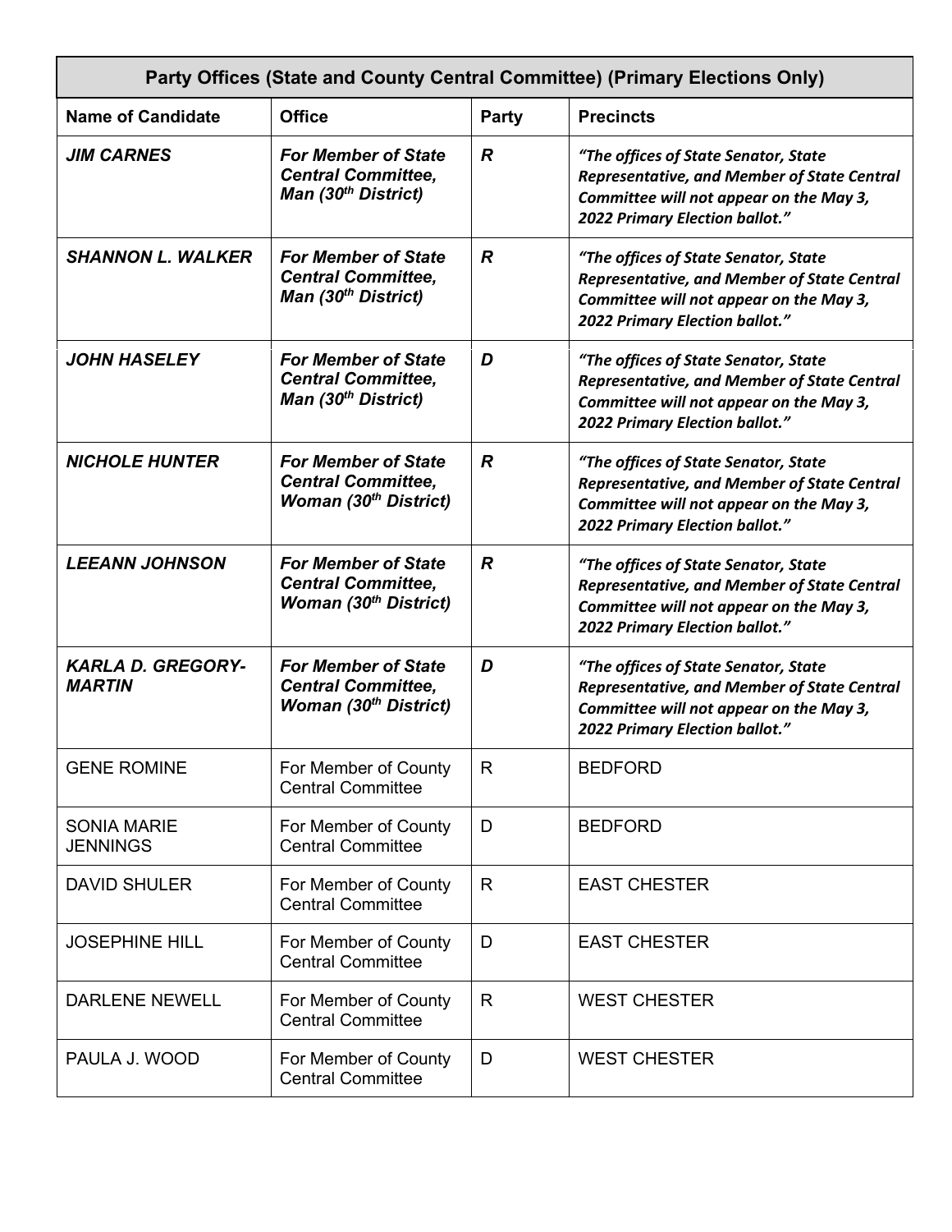| Party Offices (State and County Central Committee) (Primary Elections Only) | | | |
|---|---|---|---|
| **Name of Candidate** | **Office** | **Party** | **Precincts** |
| ***JIM CARNES*** | ***For Member of State Central Committee, Man (30th District)*** | ***R*** | ***"The offices of State Senator, State Representative, and Member of State Central Committee will not appear on the May 3, 2022 Primary Election ballot."*** |
| ***SHANNON L. WALKER*** | ***For Member of State Central Committee, Man (30th District)*** | ***R*** | ***"The offices of State Senator, State Representative, and Member of State Central Committee will not appear on the May 3, 2022 Primary Election ballot."*** |
| ***JOHN HASELEY*** | ***For Member of State Central Committee, Man (30th District)*** | ***D*** | ***"The offices of State Senator, State Representative, and Member of State Central Committee will not appear on the May 3, 2022 Primary Election ballot."*** |
| ***NICHOLE HUNTER*** | ***For Member of State Central Committee, Woman (30th District)*** | ***R*** | ***"The offices of State Senator, State Representative, and Member of State Central Committee will not appear on the May 3, 2022 Primary Election ballot."*** |
| ***LEEANN JOHNSON*** | ***For Member of State Central Committee, Woman (30th District)*** | ***R*** | ***"The offices of State Senator, State Representative, and Member of State Central Committee will not appear on the May 3, 2022 Primary Election ballot."*** |
| ***KARLA D. GREGORY-MARTIN*** | ***For Member of State Central Committee, Woman (30th District)*** | ***D*** | ***"The offices of State Senator, State Representative, and Member of State Central Committee will not appear on the May 3, 2022 Primary Election ballot."*** |
| GENE ROMINE | For Member of County Central Committee | R | BEDFORD |
| SONIA MARIE JENNINGS | For Member of County Central Committee | D | BEDFORD |
| DAVID SHULER | For Member of County Central Committee | R | EAST CHESTER |
| JOSEPHINE HILL | For Member of County Central Committee | D | EAST CHESTER |
| DARLENE NEWELL | For Member of County Central Committee | R | WEST CHESTER |
| PAULA J. WOOD | For Member of County Central Committee | D | WEST CHESTER |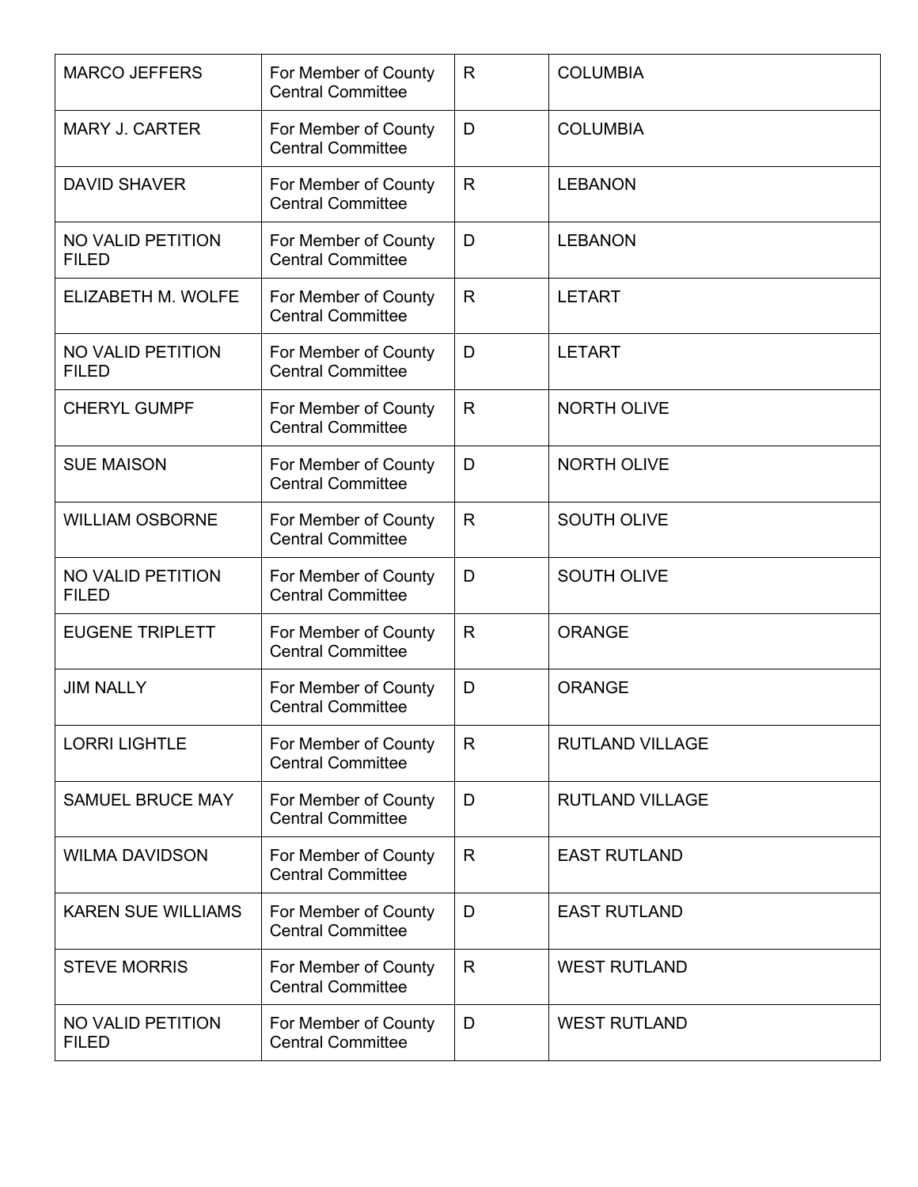| | | | |
|---|---|---|---|
| MARCO JEFFERS | For Member of County Central Committee | R | COLUMBIA |
| MARY J. CARTER | For Member of County Central Committee | D | COLUMBIA |
| DAVID SHAVER | For Member of County Central Committee | R | LEBANON |
| NO VALID PETITION FILED | For Member of County Central Committee | D | LEBANON |
| ELIZABETH M. WOLFE | For Member of County Central Committee | R | LETART |
| NO VALID PETITION FILED | For Member of County Central Committee | D | LETART |
| CHERYL GUMPF | For Member of County Central Committee | R | NORTH OLIVE |
| SUE MAISON | For Member of County Central Committee | D | NORTH OLIVE |
| WILLIAM OSBORNE | For Member of County Central Committee | R | SOUTH OLIVE |
| NO VALID PETITION FILED | For Member of County Central Committee | D | SOUTH OLIVE |
| EUGENE TRIPLETT | For Member of County Central Committee | R | ORANGE |
| JIM NALLY | For Member of County Central Committee | D | ORANGE |
| LORRI LIGHTLE | For Member of County Central Committee | R | RUTLAND VILLAGE |
| SAMUEL BRUCE MAY | For Member of County Central Committee | D | RUTLAND VILLAGE |
| WILMA DAVIDSON | For Member of County Central Committee | R | EAST RUTLAND |
| KAREN SUE WILLIAMS | For Member of County Central Committee | D | EAST RUTLAND |
| STEVE MORRIS | For Member of County Central Committee | R | WEST RUTLAND |
| NO VALID PETITION FILED | For Member of County Central Committee | D | WEST RUTLAND |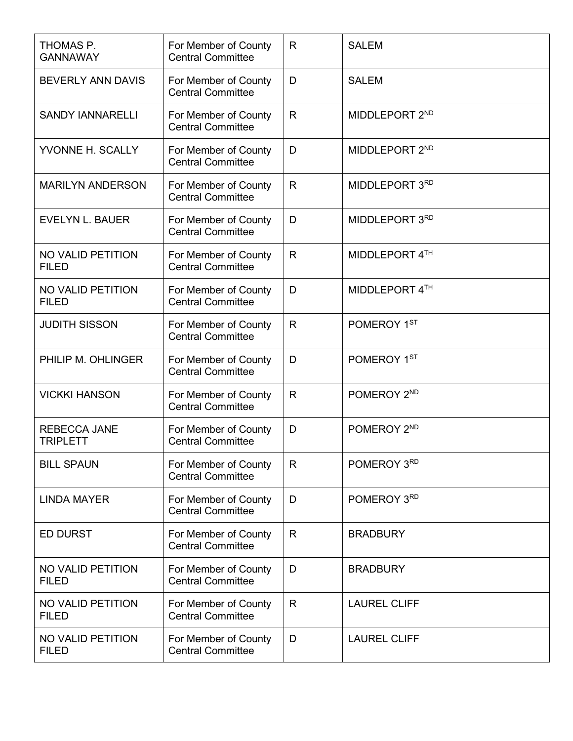| | | | |
|---|---|---|---|
| THOMAS P. GANNAWAY | For Member of County Central Committee | R | SALEM |
| BEVERLY ANN DAVIS | For Member of County Central Committee | D | SALEM |
| SANDY IANNARELLI | For Member of County Central Committee | R | MIDDLEPORT 2ND |
| YVONNE H. SCALLY | For Member of County Central Committee | D | MIDDLEPORT 2ND |
| MARILYN ANDERSON | For Member of County Central Committee | R | MIDDLEPORT 3RD |
| EVELYN L. BAUER | For Member of County Central Committee | D | MIDDLEPORT 3RD |
| NO VALID PETITION FILED | For Member of County Central Committee | R | MIDDLEPORT 4TH |
| NO VALID PETITION FILED | For Member of County Central Committee | D | MIDDLEPORT 4TH |
| JUDITH SISSON | For Member of County Central Committee | R | POMEROY 1ST |
| PHILIP M. OHLINGER | For Member of County Central Committee | D | POMEROY 1ST |
| VICKKI HANSON | For Member of County Central Committee | R | POMEROY 2ND |
| REBECCA JANE TRIPLETT | For Member of County Central Committee | D | POMEROY 2ND |
| BILL SPAUN | For Member of County Central Committee | R | POMEROY 3RD |
| LINDA MAYER | For Member of County Central Committee | D | POMEROY 3RD |
| ED DURST | For Member of County Central Committee | R | BRADBURY |
| NO VALID PETITION FILED | For Member of County Central Committee | D | BRADBURY |
| NO VALID PETITION FILED | For Member of County Central Committee | R | LAUREL CLIFF |
| NO VALID PETITION FILED | For Member of County Central Committee | D | LAUREL CLIFF |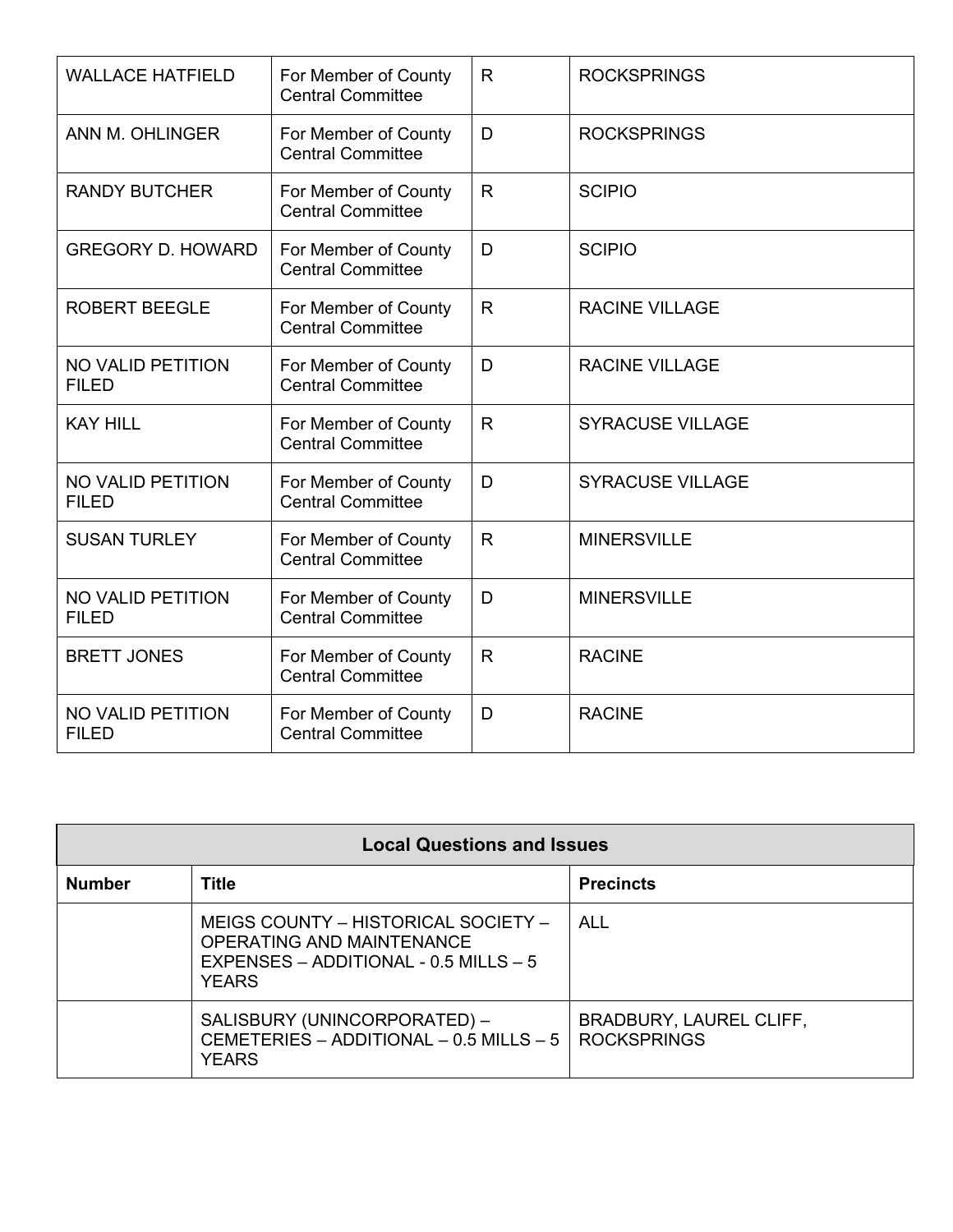| | | | |
|---|---|---|---|
| WALLACE HATFIELD | For Member of County Central Committee | R | ROCKSPRINGS |
| ANN M. OHLINGER | For Member of County Central Committee | D | ROCKSPRINGS |
| RANDY BUTCHER | For Member of County Central Committee | R | SCIPIO |
| GREGORY D. HOWARD | For Member of County Central Committee | D | SCIPIO |
| ROBERT BEEGLE | For Member of County Central Committee | R | RACINE VILLAGE |
| NO VALID PETITION FILED | For Member of County Central Committee | D | RACINE VILLAGE |
| KAY HILL | For Member of County Central Committee | R | SYRACUSE VILLAGE |
| NO VALID PETITION FILED | For Member of County Central Committee | D | SYRACUSE VILLAGE |
| SUSAN TURLEY | For Member of County Central Committee | R | MINERSVILLE |
| NO VALID PETITION FILED | For Member of County Central Committee | D | MINERSVILLE |
| BRETT JONES | For Member of County Central Committee | R | RACINE |
| NO VALID PETITION FILED | For Member of County Central Committee | D | RACINE |

**Local Questions and Issues**

| Number | Title | Precincts |
|---|---|---|
| | MEIGS COUNTY – HISTORICAL SOCIETY – OPERATING AND MAINTENANCE EXPENSES – ADDITIONAL - 0.5 MILLS – 5 YEARS | ALL |
| | SALISBURY (UNINCORPORATED) – CEMETERIES – ADDITIONAL – 0.5 MILLS – 5 YEARS | BRADBURY, LAUREL CLIFF, ROCKSPRINGS |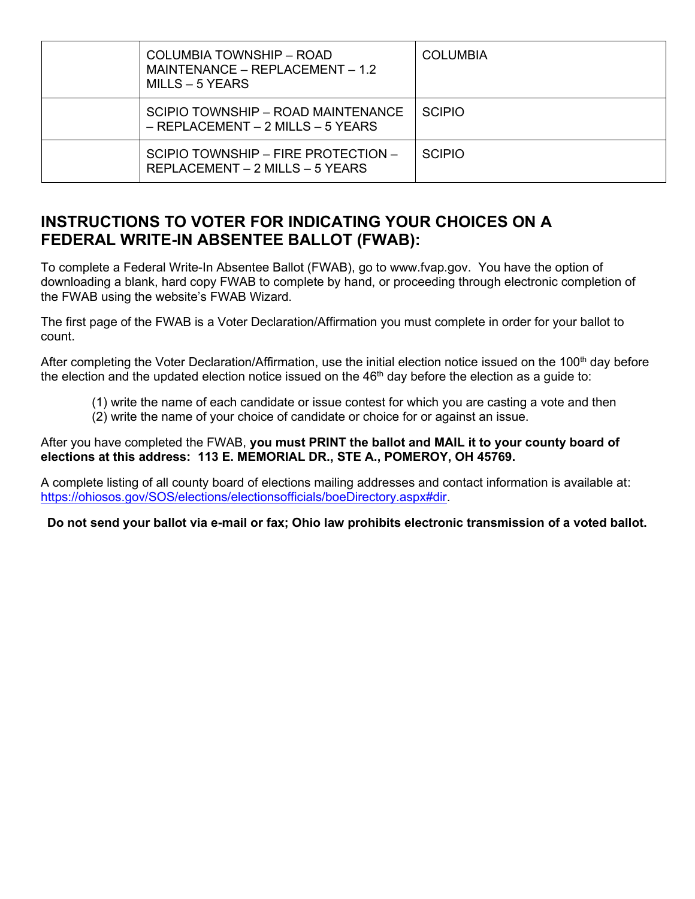| | | |
|---|---|---|
| | COLUMBIA TOWNSHIP – ROAD MAINTENANCE – REPLACEMENT – 1.2 MILLS – 5 YEARS | COLUMBIA |
| | SCIPIO TOWNSHIP – ROAD MAINTENANCE – REPLACEMENT – 2 MILLS – 5 YEARS | SCIPIO |
| | SCIPIO TOWNSHIP – FIRE PROTECTION – REPLACEMENT – 2 MILLS – 5 YEARS | SCIPIO |

## INSTRUCTIONS TO VOTER FOR INDICATING YOUR CHOICES ON A FEDERAL WRITE-IN ABSENTEE BALLOT (FWAB):

To complete a Federal Write-In Absentee Ballot (FWAB), go to www.fvap.gov. You have the option of downloading a blank, hard copy FWAB to complete by hand, or proceeding through electronic completion of the FWAB using the website's FWAB Wizard.

The first page of the FWAB is a Voter Declaration/Affirmation you must complete in order for your ballot to count.

After completing the Voter Declaration/Affirmation, use the initial election notice issued on the 100th day before the election and the updated election notice issued on the 46th day before the election as a guide to:

(1) write the name of each candidate or issue contest for which you are casting a vote and then
(2) write the name of your choice of candidate or choice for or against an issue.

After you have completed the FWAB, **you must PRINT the ballot and MAIL it to your county board of elections at this address: 113 E. MEMORIAL DR., STE A., POMEROY, OH 45769.**

A complete listing of all county board of elections mailing addresses and contact information is available at: https://ohiosos.gov/SOS/elections/electionsofficials/boeDirectory.aspx#dir.

**Do not send your ballot via e-mail or fax; Ohio law prohibits electronic transmission of a voted ballot.**